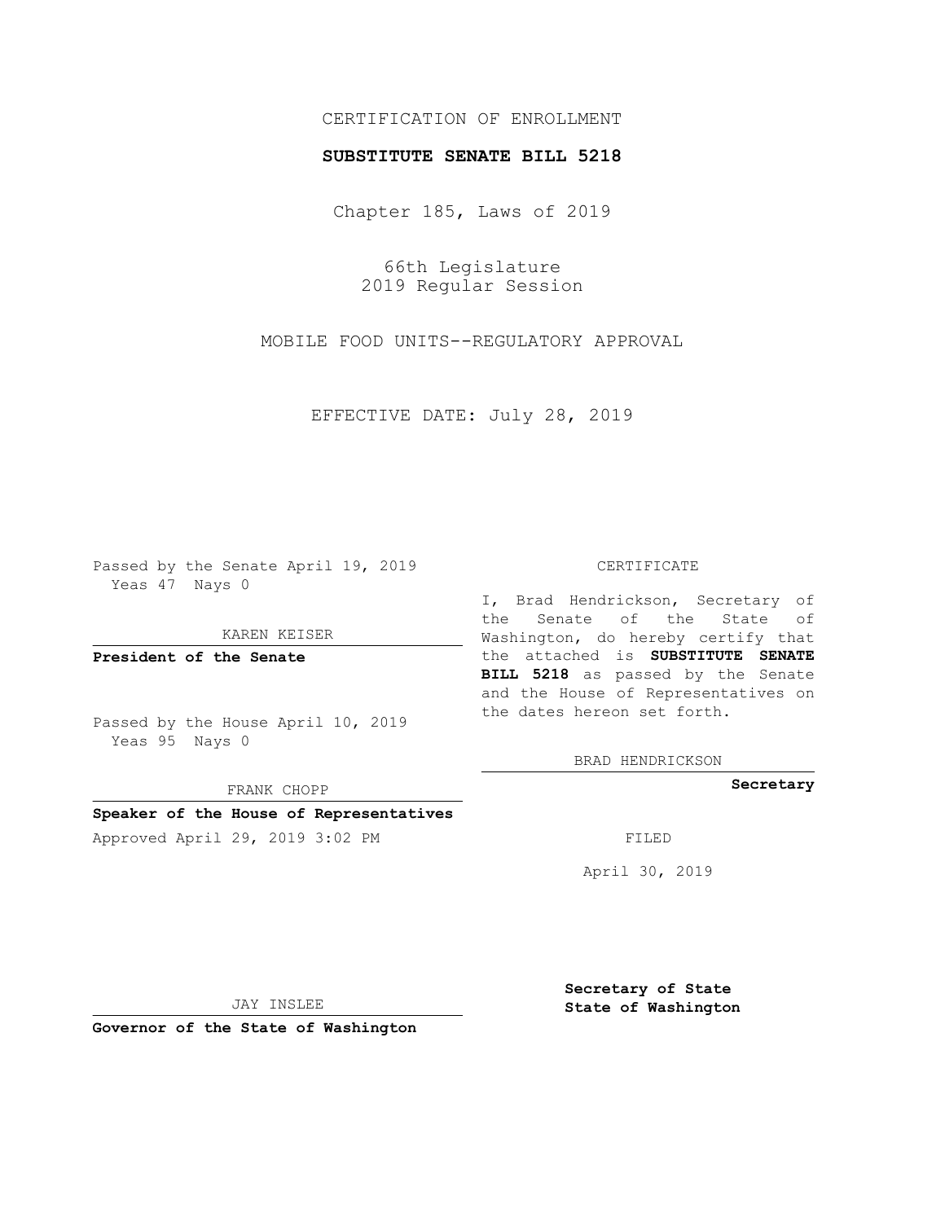CERTIFICATION OF ENROLLMENT

**SUBSTITUTE SENATE BILL 5218**

Chapter 185, Laws of 2019

66th Legislature
2019 Regular Session

MOBILE FOOD UNITS--REGULATORY APPROVAL

EFFECTIVE DATE: July 28, 2019

Passed by the Senate April 19, 2019
Yeas 47 Nays 0

KAREN KEISER

**President of the Senate**

Passed by the House April 10, 2019
Yeas 95 Nays 0

FRANK CHOPP

**Speaker of the House of Representatives**

Approved April 29, 2019 3:02 PM

JAY INSLEE

**Governor of the State of Washington**

CERTIFICATE

I, Brad Hendrickson, Secretary of the Senate of the State of Washington, do hereby certify that the attached is **SUBSTITUTE SENATE BILL 5218** as passed by the Senate and the House of Representatives on the dates hereon set forth.

BRAD HENDRICKSON

**Secretary**

FILED

April 30, 2019

**Secretary of State**
**State of Washington**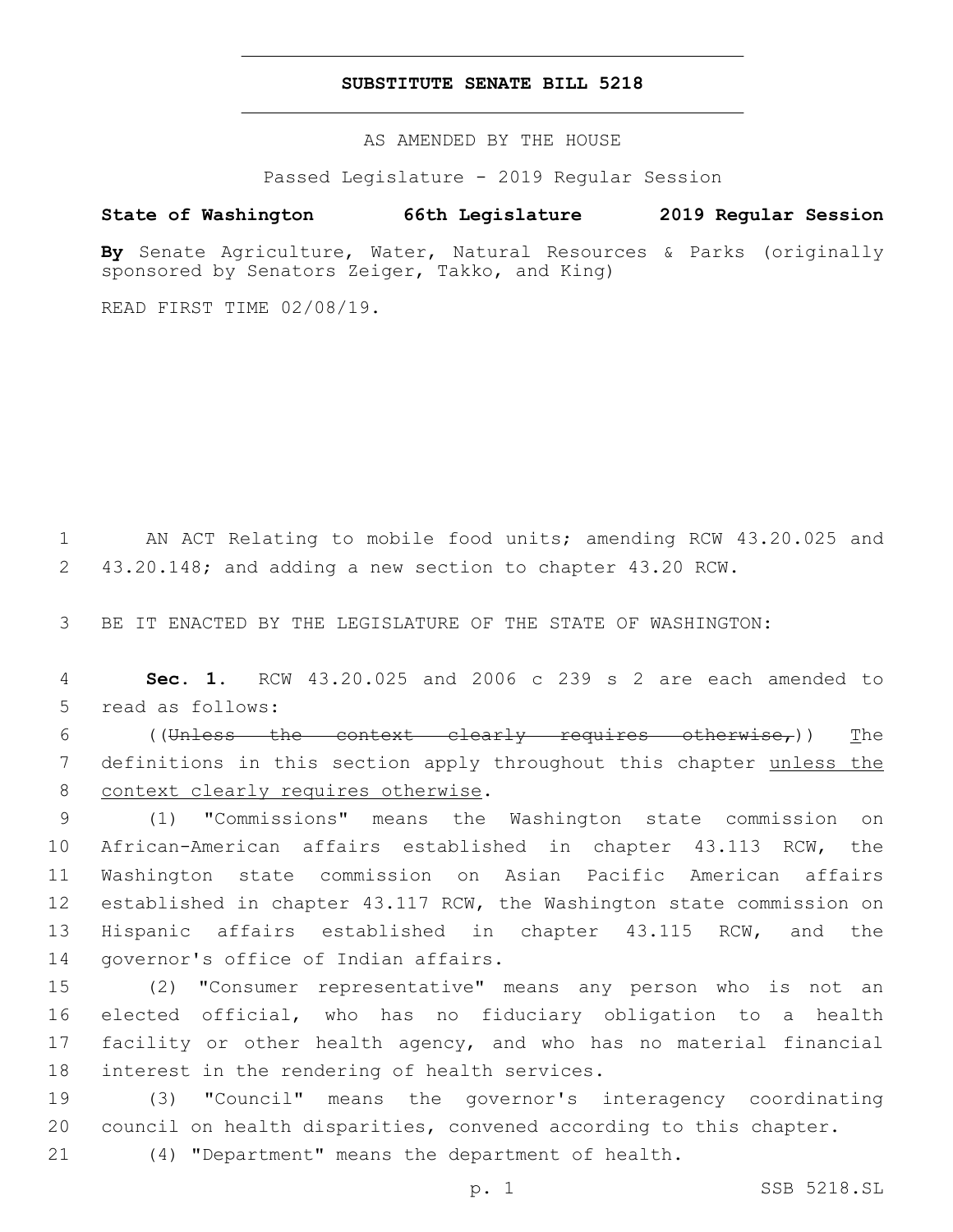# SUBSTITUTE SENATE BILL 5218

AS AMENDED BY THE HOUSE

Passed Legislature - 2019 Regular Session

**State of Washington 66th Legislature 2019 Regular Session**

**By** Senate Agriculture, Water, Natural Resources & Parks (originally sponsored by Senators Zeiger, Takko, and King)

READ FIRST TIME 02/08/19.

1 AN ACT Relating to mobile food units; amending RCW 43.20.025 and 2 43.20.148; and adding a new section to chapter 43.20 RCW.

3 BE IT ENACTED BY THE LEGISLATURE OF THE STATE OF WASHINGTON:

4 **Sec. 1.** RCW 43.20.025 and 2006 c 239 s 2 are each amended to 5 read as follows:

6 ((~~Unless the context clearly requires otherwise,~~)) The 7 definitions in this section apply throughout this chapter unless the 8 context clearly requires otherwise.

9 (1) "Commissions" means the Washington state commission on 10 African-American affairs established in chapter 43.113 RCW, the 11 Washington state commission on Asian Pacific American affairs 12 established in chapter 43.117 RCW, the Washington state commission on 13 Hispanic affairs established in chapter 43.115 RCW, and the 14 governor's office of Indian affairs.

15 (2) "Consumer representative" means any person who is not an 16 elected official, who has no fiduciary obligation to a health 17 facility or other health agency, and who has no material financial 18 interest in the rendering of health services.

19 (3) "Council" means the governor's interagency coordinating 20 council on health disparities, convened according to this chapter.

21 (4) "Department" means the department of health.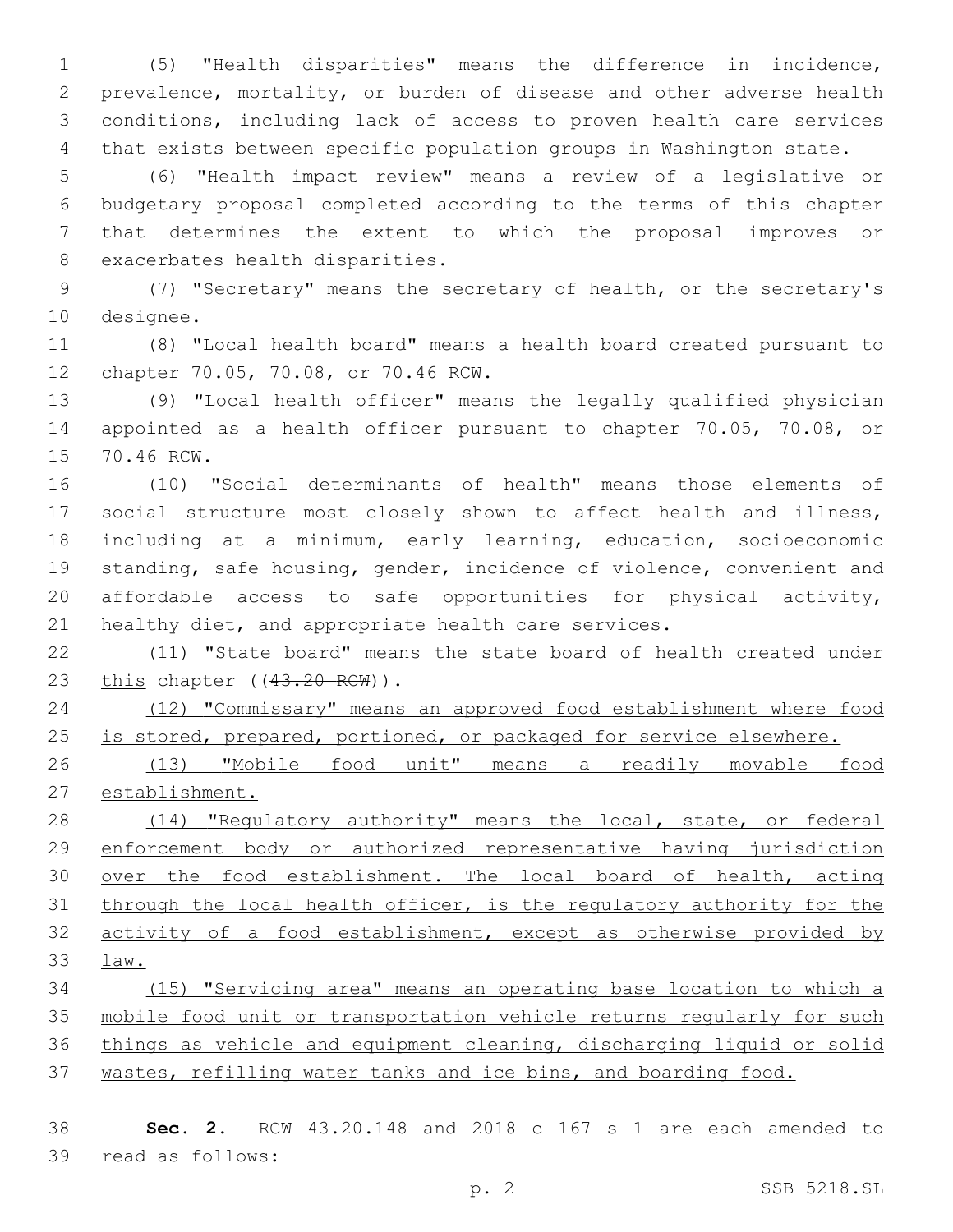(5) "Health disparities" means the difference in incidence, prevalence, mortality, or burden of disease and other adverse health conditions, including lack of access to proven health care services that exists between specific population groups in Washington state.

(6) "Health impact review" means a review of a legislative or budgetary proposal completed according to the terms of this chapter that determines the extent to which the proposal improves or exacerbates health disparities.

(7) "Secretary" means the secretary of health, or the secretary's designee.

(8) "Local health board" means a health board created pursuant to chapter 70.05, 70.08, or 70.46 RCW.

(9) "Local health officer" means the legally qualified physician appointed as a health officer pursuant to chapter 70.05, 70.08, or 70.46 RCW.

(10) "Social determinants of health" means those elements of social structure most closely shown to affect health and illness, including at a minimum, early learning, education, socioeconomic standing, safe housing, gender, incidence of violence, convenient and affordable access to safe opportunities for physical activity, healthy diet, and appropriate health care services.

(11) "State board" means the state board of health created under <u>this</u> chapter ((~~43.20 RCW~~)).

<u>(12) "Commissary" means an approved food establishment where food is stored, prepared, portioned, or packaged for service elsewhere.</u>

<u>(13) "Mobile food unit" means a readily movable food establishment.</u>

<u>(14) "Regulatory authority" means the local, state, or federal enforcement body or authorized representative having jurisdiction over the food establishment. The local board of health, acting through the local health officer, is the regulatory authority for the activity of a food establishment, except as otherwise provided by law.</u>

<u>(15) "Servicing area" means an operating base location to which a mobile food unit or transportation vehicle returns regularly for such things as vehicle and equipment cleaning, discharging liquid or solid wastes, refilling water tanks and ice bins, and boarding food.</u>

**Sec. 2.** RCW 43.20.148 and 2018 c 167 s 1 are each amended to read as follows: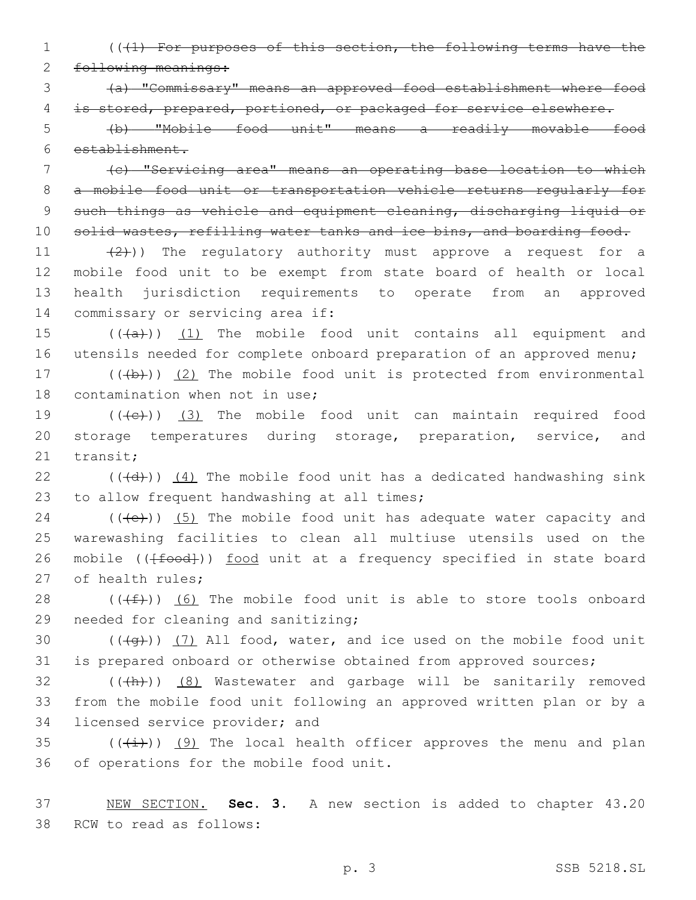1 (((1) For purposes of this section, the following terms have the
2 following meanings:

3 (a) "Commissary" means an approved food establishment where food
4 is stored, prepared, portioned, or packaged for service elsewhere.

5 (b) "Mobile food unit" means a readily movable food
6 establishment.

7 (c) "Servicing area" means an operating base location to which
8 a mobile food unit or transportation vehicle returns regularly for
9 such things as vehicle and equipment cleaning, discharging liquid or
10 solid wastes, refilling water tanks and ice bins, and boarding food.

11 (2))) The regulatory authority must approve a request for a
12 mobile food unit to be exempt from state board of health or local
13 health jurisdiction requirements to operate from an approved
14 commissary or servicing area if:

15 (((a))) (1) The mobile food unit contains all equipment and
16 utensils needed for complete onboard preparation of an approved menu;

17 (((b))) (2) The mobile food unit is protected from environmental
18 contamination when not in use;

19 (((c))) (3) The mobile food unit can maintain required food
20 storage temperatures during storage, preparation, service, and
21 transit;

22 (((d))) (4) The mobile food unit has a dedicated handwashing sink
23 to allow frequent handwashing at all times;

24 (((e))) (5) The mobile food unit has adequate water capacity and
25 warewashing facilities to clean all multiuse utensils used on the
26 mobile (([food])) food unit at a frequency specified in state board
27 of health rules;

28 (((f))) (6) The mobile food unit is able to store tools onboard
29 needed for cleaning and sanitizing;

30 (((g))) (7) All food, water, and ice used on the mobile food unit
31 is prepared onboard or otherwise obtained from approved sources;

32 (((h))) (8) Wastewater and garbage will be sanitarily removed
33 from the mobile food unit following an approved written plan or by a
34 licensed service provider; and

35 (((i))) (9) The local health officer approves the menu and plan
36 of operations for the mobile food unit.

37 NEW SECTION. **Sec. 3.** A new section is added to chapter 43.20
38 RCW to read as follows: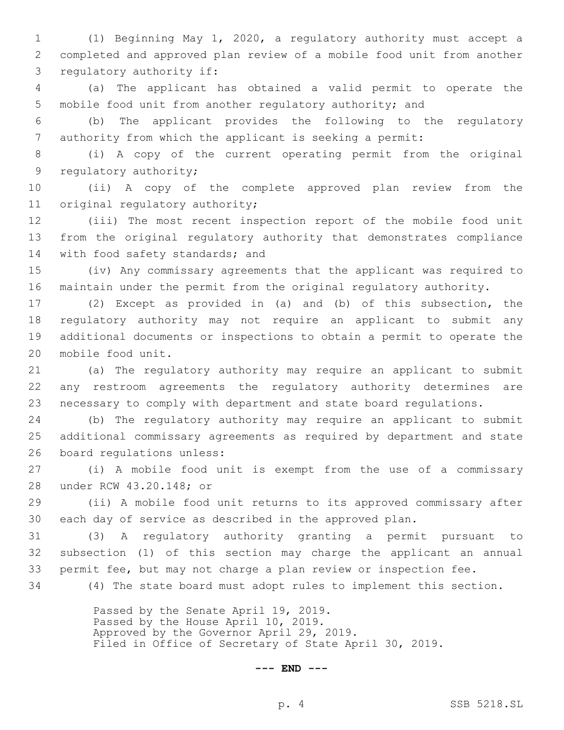(1) Beginning May 1, 2020, a regulatory authority must accept a completed and approved plan review of a mobile food unit from another regulatory authority if:

(a) The applicant has obtained a valid permit to operate the mobile food unit from another regulatory authority; and

(b) The applicant provides the following to the regulatory authority from which the applicant is seeking a permit:

(i) A copy of the current operating permit from the original regulatory authority;

(ii) A copy of the complete approved plan review from the original regulatory authority;

(iii) The most recent inspection report of the mobile food unit from the original regulatory authority that demonstrates compliance with food safety standards; and

(iv) Any commissary agreements that the applicant was required to maintain under the permit from the original regulatory authority.

(2) Except as provided in (a) and (b) of this subsection, the regulatory authority may not require an applicant to submit any additional documents or inspections to obtain a permit to operate the mobile food unit.

(a) The regulatory authority may require an applicant to submit any restroom agreements the regulatory authority determines are necessary to comply with department and state board regulations.

(b) The regulatory authority may require an applicant to submit additional commissary agreements as required by department and state board regulations unless:

(i) A mobile food unit is exempt from the use of a commissary under RCW 43.20.148; or

(ii) A mobile food unit returns to its approved commissary after each day of service as described in the approved plan.

(3) A regulatory authority granting a permit pursuant to subsection (1) of this section may charge the applicant an annual permit fee, but may not charge a plan review or inspection fee.

(4) The state board must adopt rules to implement this section.

Passed by the Senate April 19, 2019.
Passed by the House April 10, 2019.
Approved by the Governor April 29, 2019.
Filed in Office of Secretary of State April 30, 2019.

**--- END ---**